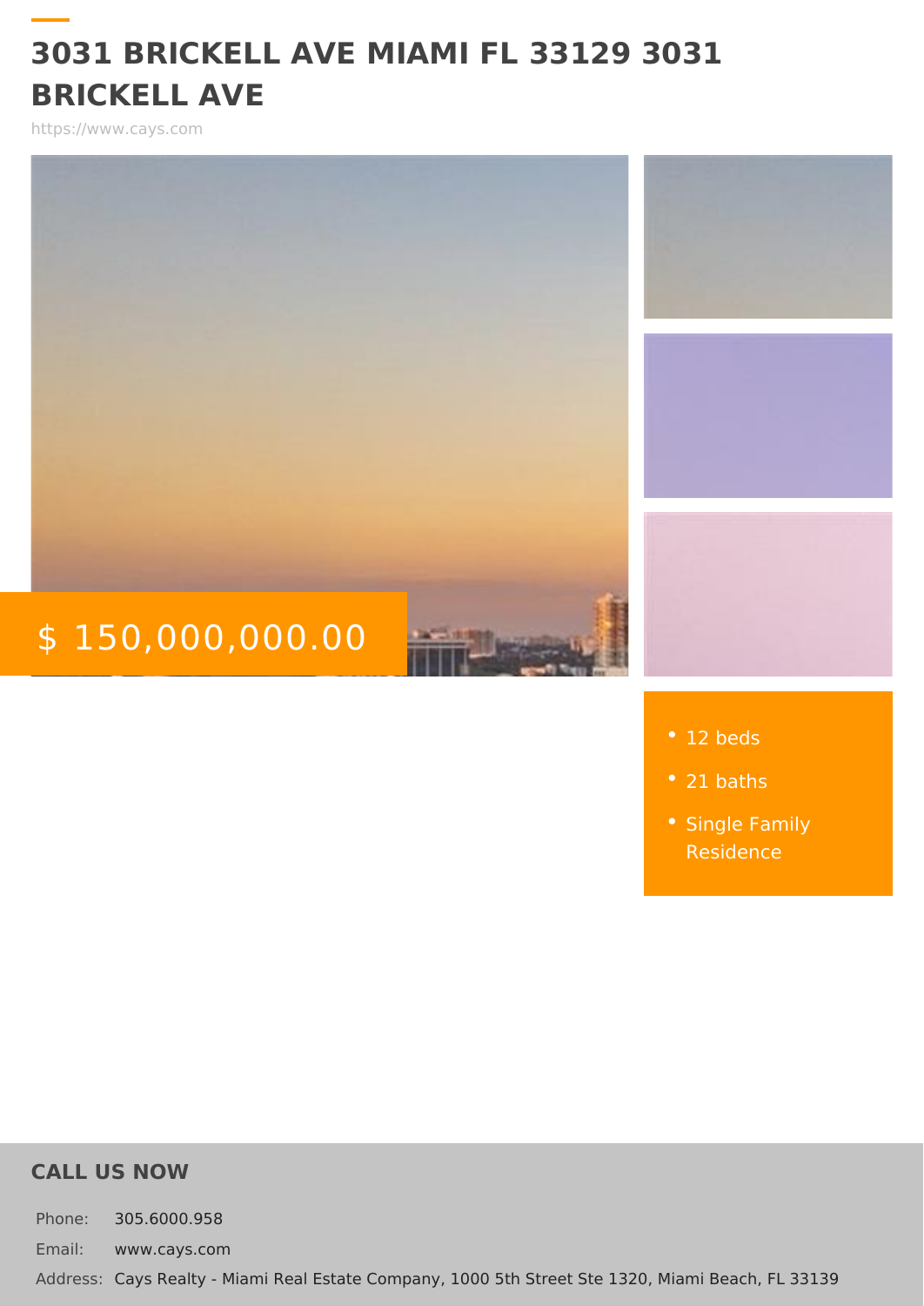# 3031 BRICKELL AVE MIAMI FL 33129 3031 BRICKELL AVE

https://www.cays.com

$ 150,000,000.00

- 12 beds
- 21 baths
- Single Family Residence

## CALL US NOW

Phone: 305.6000.958

Email: www.cays.com

Address: Cays Realty - Miami Real Estate Company, 1000 5th Street Ste 1320, Miami Beach, FL 33139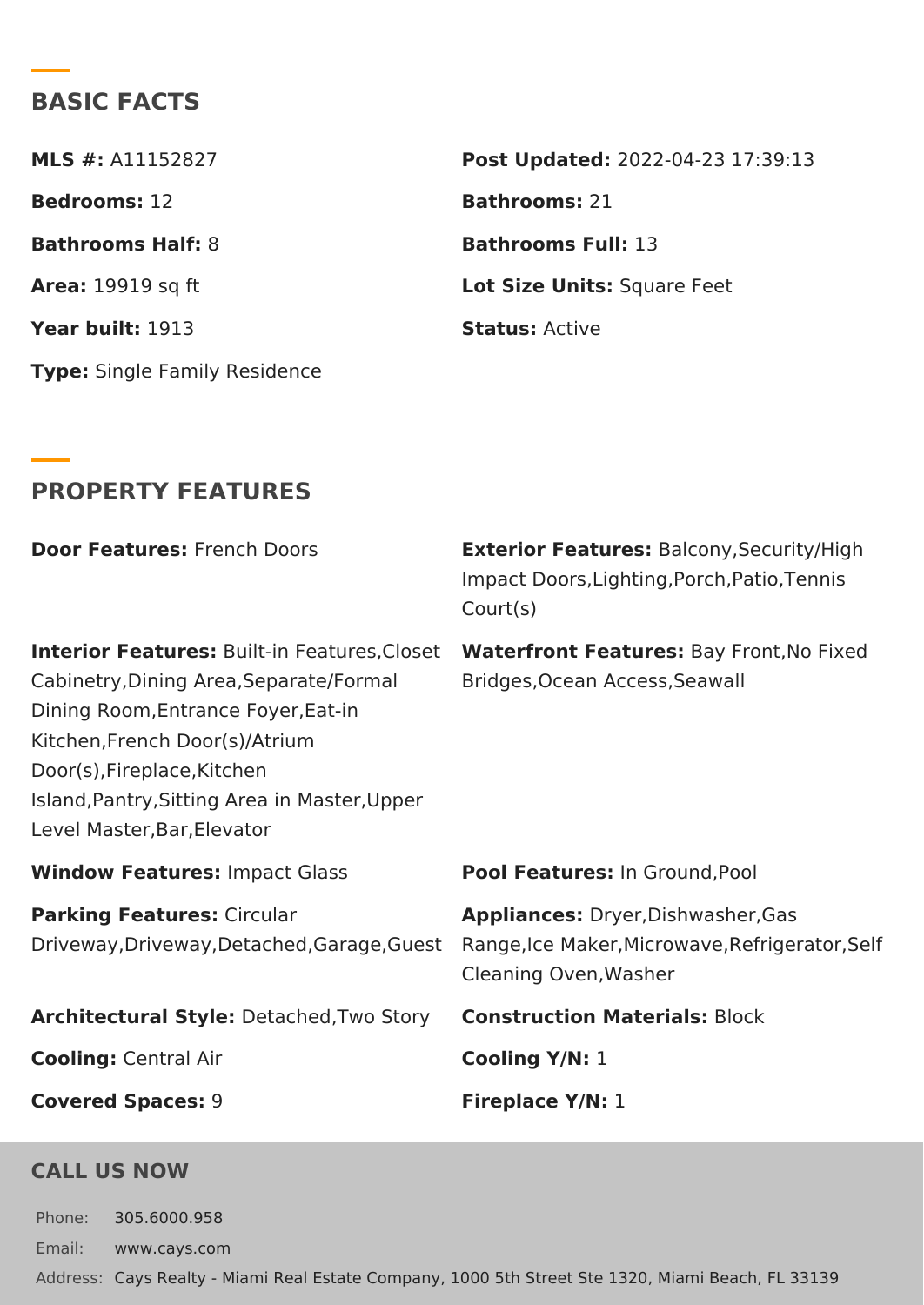## BASIC FACTS

**MLS #:** A11152827

**Post Updated:** 2022-04-23 17:39:13

**Bedrooms:** 12

**Bathrooms:** 21

**Bathrooms Half:** 8

**Bathrooms Full:** 13

**Area:** 19919 sq ft

**Lot Size Units:** Square Feet

**Year built:** 1913

**Status:** Active

**Type:** Single Family Residence

## PROPERTY FEATURES

**Door Features:** French Doors

**Exterior Features:** Balcony,Security/High Impact Doors,Lighting,Porch,Patio,Tennis Court(s)

**Interior Features:** Built-in Features,Closet Cabinetry,Dining Area,Separate/Formal Dining Room,Entrance Foyer,Eat-in Kitchen,French Door(s)/Atrium Door(s),Fireplace,Kitchen Island,Pantry,Sitting Area in Master,Upper Level Master,Bar,Elevator

**Waterfront Features:** Bay Front,No Fixed Bridges,Ocean Access,Seawall

**Window Features:** Impact Glass

**Pool Features:** In Ground,Pool

**Parking Features:** Circular Driveway,Driveway,Detached,Garage,Guest

**Appliances:** Dryer,Dishwasher,Gas Range,Ice Maker,Microwave,Refrigerator,Self Cleaning Oven,Washer

**Architectural Style:** Detached,Two Story

**Construction Materials:** Block

**Cooling:** Central Air

**Cooling Y/N:** 1

**Covered Spaces:** 9

**Fireplace Y/N:** 1

## CALL US NOW

Phone: 305.6000.958

Email: www.cays.com

Address: Cays Realty - Miami Real Estate Company, 1000 5th Street Ste 1320, Miami Beach, FL 33139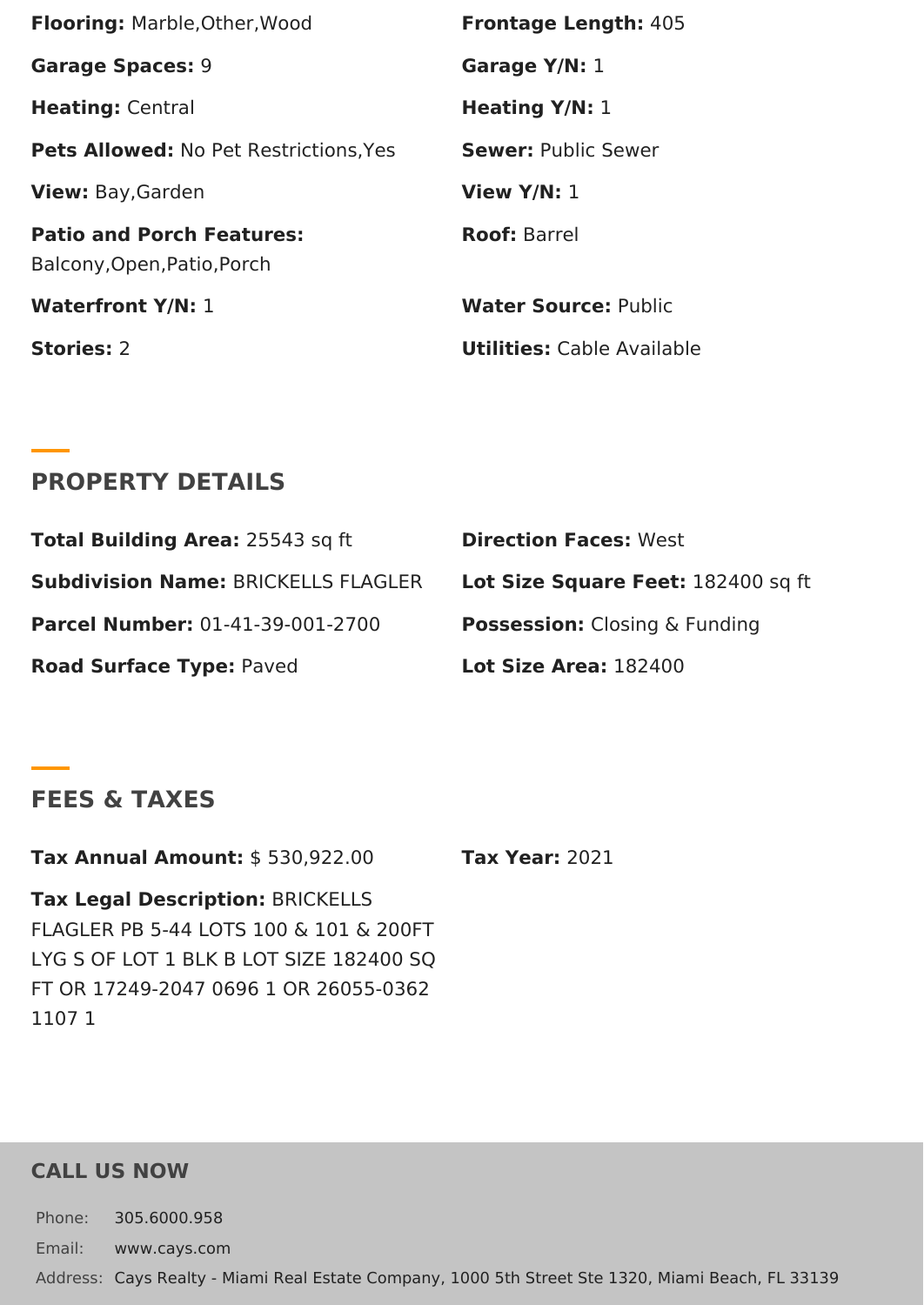**Flooring:** Marble,Other,Wood

**Frontage Length:** 405

**Garage Spaces:** 9

**Garage Y/N:** 1

**Heating:** Central

**Heating Y/N:** 1

**Pets Allowed:** No Pet Restrictions,Yes

**Sewer:** Public Sewer

**View:** Bay,Garden

**View Y/N:** 1

**Patio and Porch Features:** Balcony,Open,Patio,Porch

**Roof:** Barrel

**Waterfront Y/N:** 1

**Water Source:** Public

**Stories:** 2

**Utilities:** Cable Available

## PROPERTY DETAILS

**Total Building Area:** 25543 sq ft

**Direction Faces:** West

**Subdivision Name:** BRICKELLS FLAGLER

**Lot Size Square Feet:** 182400 sq ft

**Parcel Number:** 01-41-39-001-2700

**Possession:** Closing & Funding

**Road Surface Type:** Paved

**Lot Size Area:** 182400

## FEES & TAXES

**Tax Annual Amount:** $ 530,922.00

**Tax Year:** 2021

**Tax Legal Description:** BRICKELLS FLAGLER PB 5-44 LOTS 100 & 101 & 200FT LYG S OF LOT 1 BLK B LOT SIZE 182400 SQ FT OR 17249-2047 0696 1 OR 26055-0362 1107 1

## CALL US NOW

| | |
|---|---|
| Phone: | 305.6000.958 |
| Email: | www.cays.com |
| Address: | Cays Realty - Miami Real Estate Company, 1000 5th Street Ste 1320, Miami Beach, FL 33139 |